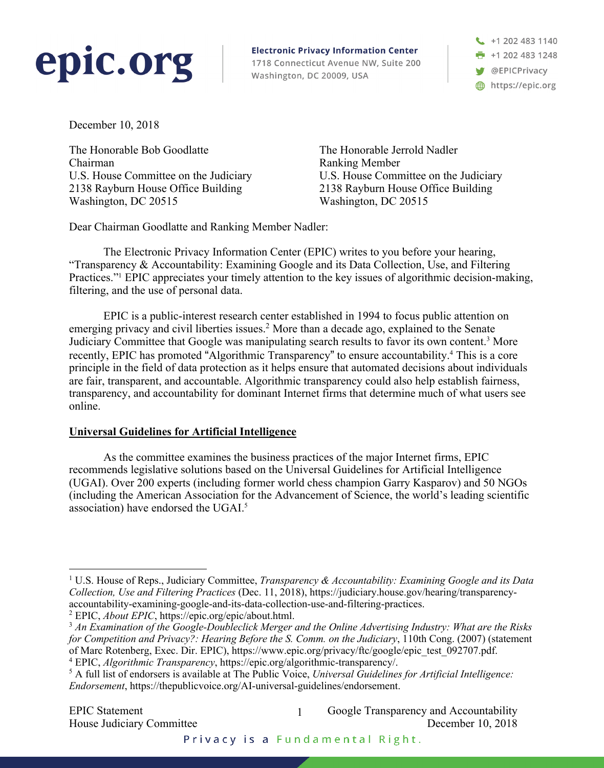**epic.org**

**Electronic Privacy Information Center**
1718 Connecticut Avenue NW, Suite 200
Washington, DC 20009, USA

+1 202 483 1140
+1 202 483 1248
@EPICPrivacy
https://epic.org

December 10, 2018

The Honorable Bob Goodlatte
Chairman
U.S. House Committee on the Judiciary
2138 Rayburn House Office Building
Washington, DC 20515

The Honorable Jerrold Nadler
Ranking Member
U.S. House Committee on the Judiciary
2138 Rayburn House Office Building
Washington, DC 20515

Dear Chairman Goodlatte and Ranking Member Nadler:

The Electronic Privacy Information Center (EPIC) writes to you before your hearing, "Transparency & Accountability: Examining Google and its Data Collection, Use, and Filtering Practices."[1] EPIC appreciates your timely attention to the key issues of algorithmic decision-making, filtering, and the use of personal data.

EPIC is a public-interest research center established in 1994 to focus public attention on emerging privacy and civil liberties issues.[2] More than a decade ago, explained to the Senate Judiciary Committee that Google was manipulating search results to favor its own content.[3] More recently, EPIC has promoted "Algorithmic Transparency" to ensure accountability.[4] This is a core principle in the field of data protection as it helps ensure that automated decisions about individuals are fair, transparent, and accountable. Algorithmic transparency could also help establish fairness, transparency, and accountability for dominant Internet firms that determine much of what users see online.

**<u>Universal Guidelines for Artificial Intelligence</u>**

As the committee examines the business practices of the major Internet firms, EPIC recommends legislative solutions based on the Universal Guidelines for Artificial Intelligence (UGAI). Over 200 experts (including former world chess champion Garry Kasparov) and 50 NGOs (including the American Association for the Advancement of Science, the world's leading scientific association) have endorsed the UGAI.[5]

---

[1] U.S. House of Reps., Judiciary Committee, *Transparency & Accountability: Examining Google and its Data Collection, Use and Filtering Practices* (Dec. 11, 2018), https://judiciary.house.gov/hearing/transparency-accountability-examining-google-and-its-data-collection-use-and-filtering-practices.

[2] EPIC, *About EPIC*, https://epic.org/epic/about.html.

[3] *An Examination of the Google-Doubleclick Merger and the Online Advertising Industry: What are the Risks for Competition and Privacy?: Hearing Before the S. Comm. on the Judiciary*, 110th Cong. (2007) (statement of Marc Rotenberg, Exec. Dir. EPIC), https://www.epic.org/privacy/ftc/google/epic_test_092707.pdf.

[4] EPIC, *Algorithmic Transparency*, https://epic.org/algorithmic-transparency/.

[5] A full list of endorsers is available at The Public Voice, *Universal Guidelines for Artificial Intelligence: Endorsement*, https://thepublicvoice.org/AI-universal-guidelines/endorsement.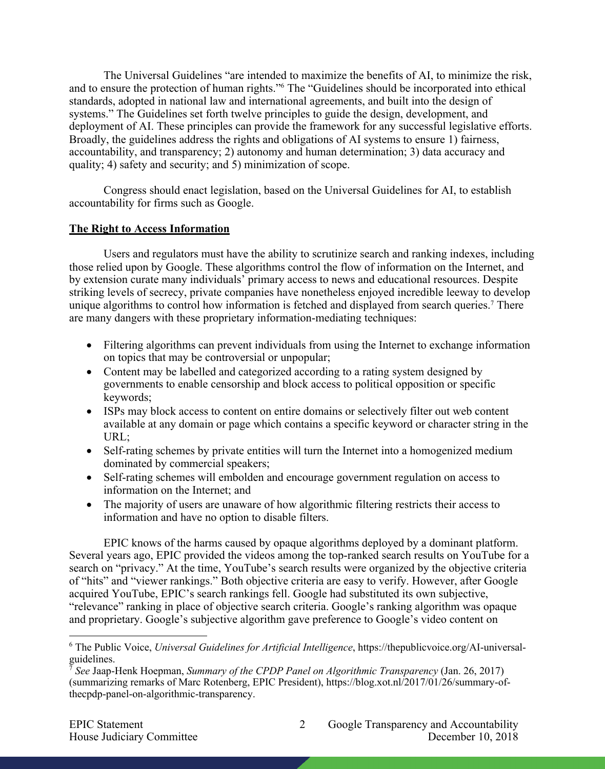The Universal Guidelines "are intended to maximize the benefits of AI, to minimize the risk, and to ensure the protection of human rights."[6] The "Guidelines should be incorporated into ethical standards, adopted in national law and international agreements, and built into the design of systems." The Guidelines set forth twelve principles to guide the design, development, and deployment of AI. These principles can provide the framework for any successful legislative efforts. Broadly, the guidelines address the rights and obligations of AI systems to ensure 1) fairness, accountability, and transparency; 2) autonomy and human determination; 3) data accuracy and quality; 4) safety and security; and 5) minimization of scope.

Congress should enact legislation, based on the Universal Guidelines for AI, to establish accountability for firms such as Google.

## The Right to Access Information

Users and regulators must have the ability to scrutinize search and ranking indexes, including those relied upon by Google. These algorithms control the flow of information on the Internet, and by extension curate many individuals' primary access to news and educational resources. Despite striking levels of secrecy, private companies have nonetheless enjoyed incredible leeway to develop unique algorithms to control how information is fetched and displayed from search queries.[7] There are many dangers with these proprietary information-mediating techniques:

- Filtering algorithms can prevent individuals from using the Internet to exchange information on topics that may be controversial or unpopular;
- Content may be labelled and categorized according to a rating system designed by governments to enable censorship and block access to political opposition or specific keywords;
- ISPs may block access to content on entire domains or selectively filter out web content available at any domain or page which contains a specific keyword or character string in the URL;
- Self-rating schemes by private entities will turn the Internet into a homogenized medium dominated by commercial speakers;
- Self-rating schemes will embolden and encourage government regulation on access to information on the Internet; and
- The majority of users are unaware of how algorithmic filtering restricts their access to information and have no option to disable filters.

EPIC knows of the harms caused by opaque algorithms deployed by a dominant platform. Several years ago, EPIC provided the videos among the top-ranked search results on YouTube for a search on "privacy." At the time, YouTube's search results were organized by the objective criteria of "hits" and "viewer rankings." Both objective criteria are easy to verify. However, after Google acquired YouTube, EPIC's search rankings fell. Google had substituted its own subjective, "relevance" ranking in place of objective search criteria. Google's ranking algorithm was opaque and proprietary. Google's subjective algorithm gave preference to Google's video content on

---

[6] The Public Voice, *Universal Guidelines for Artificial Intelligence*, https://thepublicvoice.org/AI-universal-guidelines.

[7] *See* Jaap-Henk Hoepman, *Summary of the CPDP Panel on Algorithmic Transparency* (Jan. 26, 2017) (summarizing remarks of Marc Rotenberg, EPIC President), https://blog.xot.nl/2017/01/26/summary-of-thecpdp-panel-on-algorithmic-transparency.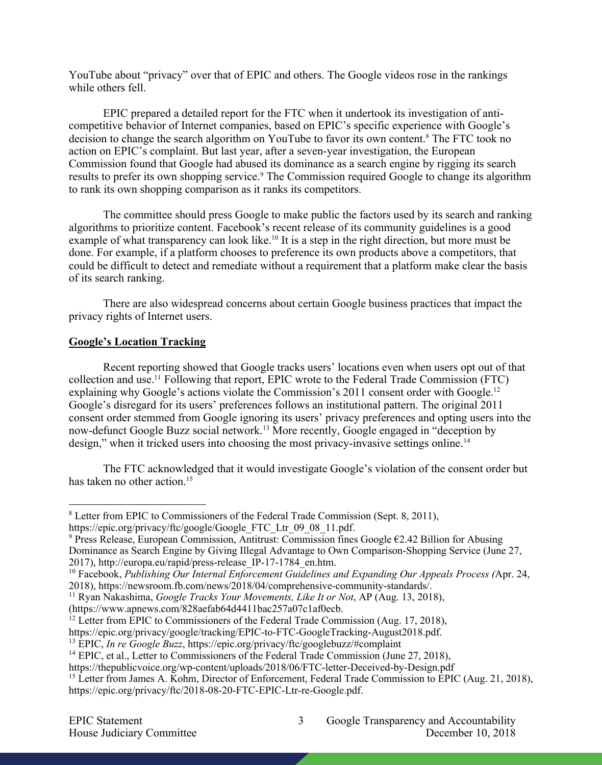YouTube about "privacy" over that of EPIC and others. The Google videos rose in the rankings while others fell.

EPIC prepared a detailed report for the FTC when it undertook its investigation of anti-competitive behavior of Internet companies, based on EPIC's specific experience with Google's decision to change the search algorithm on YouTube to favor its own content.[8] The FTC took no action on EPIC's complaint. But last year, after a seven-year investigation, the European Commission found that Google had abused its dominance as a search engine by rigging its search results to prefer its own shopping service.[9] The Commission required Google to change its algorithm to rank its own shopping comparison as it ranks its competitors.

The committee should press Google to make public the factors used by its search and ranking algorithms to prioritize content. Facebook's recent release of its community guidelines is a good example of what transparency can look like.[10] It is a step in the right direction, but more must be done. For example, if a platform chooses to preference its own products above a competitors, that could be difficult to detect and remediate without a requirement that a platform make clear the basis of its search ranking.

There are also widespread concerns about certain Google business practices that impact the privacy rights of Internet users.

**Google's Location Tracking**

Recent reporting showed that Google tracks users' locations even when users opt out of that collection and use.[11] Following that report, EPIC wrote to the Federal Trade Commission (FTC) explaining why Google's actions violate the Commission's 2011 consent order with Google.[12] Google's disregard for its users' preferences follows an institutional pattern. The original 2011 consent order stemmed from Google ignoring its users' privacy preferences and opting users into the now-defunct Google Buzz social network.[13] More recently, Google engaged in "deception by design," when it tricked users into choosing the most privacy-invasive settings online.[14]

The FTC acknowledged that it would investigate Google's violation of the consent order but has taken no other action.[15]

---

[8] Letter from EPIC to Commissioners of the Federal Trade Commission (Sept. 8, 2011), https://epic.org/privacy/ftc/google/Google_FTC_Ltr_09_08_11.pdf.

[9] Press Release, European Commission, Antitrust: Commission fines Google €2.42 Billion for Abusing Dominance as Search Engine by Giving Illegal Advantage to Own Comparison-Shopping Service (June 27, 2017), http://europa.eu/rapid/press-release_IP-17-1784_en.htm.

[10] Facebook, *Publishing Our Internal Enforcement Guidelines and Expanding Our Appeals Process (*Apr. 24, 2018), https://newsroom.fb.com/news/2018/04/comprehensive-community-standards/.

[11] Ryan Nakashima, *Google Tracks Your Movements, Like It or Not*, AP (Aug. 13, 2018), (https://www.apnews.com/828aefab64d4411bac257a07c1af0ecb.

[12] Letter from EPIC to Commissioners of the Federal Trade Commission (Aug. 17, 2018), https://epic.org/privacy/google/tracking/EPIC-to-FTC-GoogleTracking-August2018.pdf.

[13] EPIC, *In re Google Buzz*, https://epic.org/privacy/ftc/googlebuzz/#complaint

[14] EPIC, et al., Letter to Commissioners of the Federal Trade Commission (June 27, 2018), https://thepublicvoice.org/wp-content/uploads/2018/06/FTC-letter-Deceived-by-Design.pdf

[15] Letter from James A. Kohm, Director of Enforcement, Federal Trade Commission to EPIC (Aug. 21, 2018), https://epic.org/privacy/ftc/2018-08-20-FTC-EPIC-Ltr-re-Google.pdf.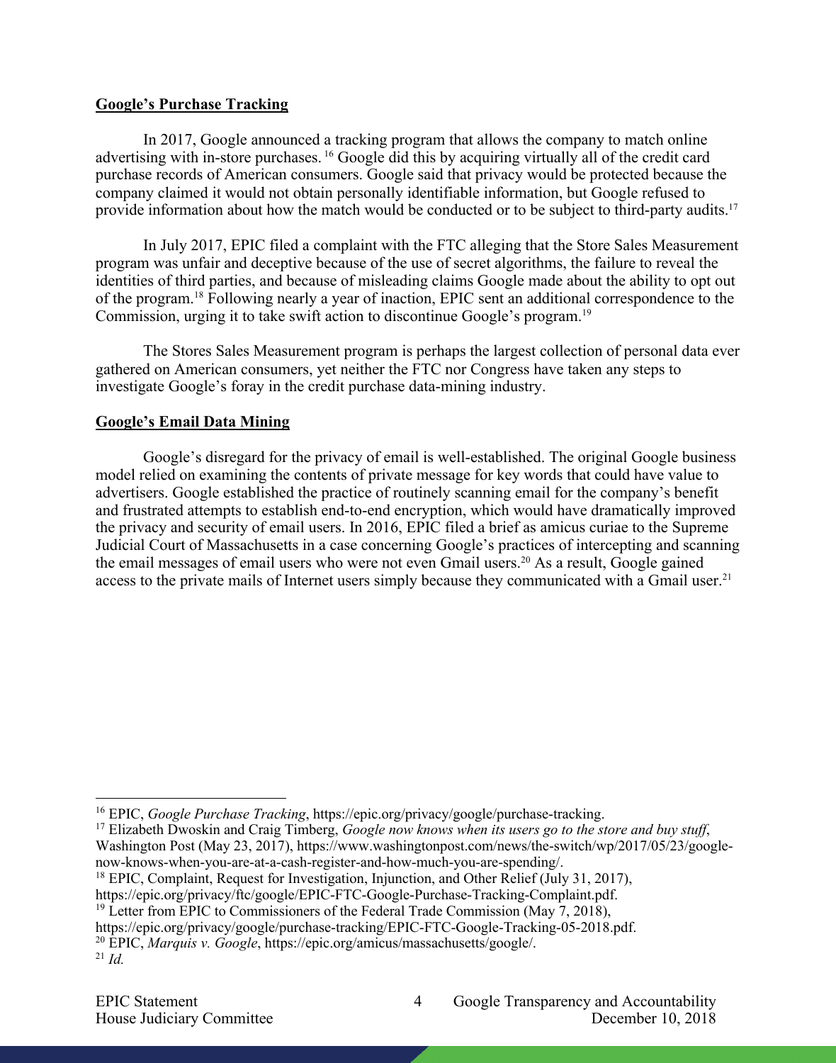**Google's Purchase Tracking**

In 2017, Google announced a tracking program that allows the company to match online advertising with in-store purchases. [16] Google did this by acquiring virtually all of the credit card purchase records of American consumers. Google said that privacy would be protected because the company claimed it would not obtain personally identifiable information, but Google refused to provide information about how the match would be conducted or to be subject to third-party audits.[17]

In July 2017, EPIC filed a complaint with the FTC alleging that the Store Sales Measurement program was unfair and deceptive because of the use of secret algorithms, the failure to reveal the identities of third parties, and because of misleading claims Google made about the ability to opt out of the program.[18] Following nearly a year of inaction, EPIC sent an additional correspondence to the Commission, urging it to take swift action to discontinue Google's program.[19]

The Stores Sales Measurement program is perhaps the largest collection of personal data ever gathered on American consumers, yet neither the FTC nor Congress have taken any steps to investigate Google's foray in the credit purchase data-mining industry.

**Google's Email Data Mining**

Google's disregard for the privacy of email is well-established. The original Google business model relied on examining the contents of private message for key words that could have value to advertisers. Google established the practice of routinely scanning email for the company's benefit and frustrated attempts to establish end-to-end encryption, which would have dramatically improved the privacy and security of email users. In 2016, EPIC filed a brief as amicus curiae to the Supreme Judicial Court of Massachusetts in a case concerning Google's practices of intercepting and scanning the email messages of email users who were not even Gmail users.[20] As a result, Google gained access to the private mails of Internet users simply because they communicated with a Gmail user.[21]

---

[16] EPIC, *Google Purchase Tracking*, https://epic.org/privacy/google/purchase-tracking.

[17] Elizabeth Dwoskin and Craig Timberg, *Google now knows when its users go to the store and buy stuff*, Washington Post (May 23, 2017), https://www.washingtonpost.com/news/the-switch/wp/2017/05/23/google-now-knows-when-you-are-at-a-cash-register-and-how-much-you-are-spending/.

[18] EPIC, Complaint, Request for Investigation, Injunction, and Other Relief (July 31, 2017), https://epic.org/privacy/ftc/google/EPIC-FTC-Google-Purchase-Tracking-Complaint.pdf.

[19] Letter from EPIC to Commissioners of the Federal Trade Commission (May 7, 2018), https://epic.org/privacy/google/purchase-tracking/EPIC-FTC-Google-Tracking-05-2018.pdf.

[20] EPIC, *Marquis v. Google*, https://epic.org/amicus/massachusetts/google/.

[21] *Id.*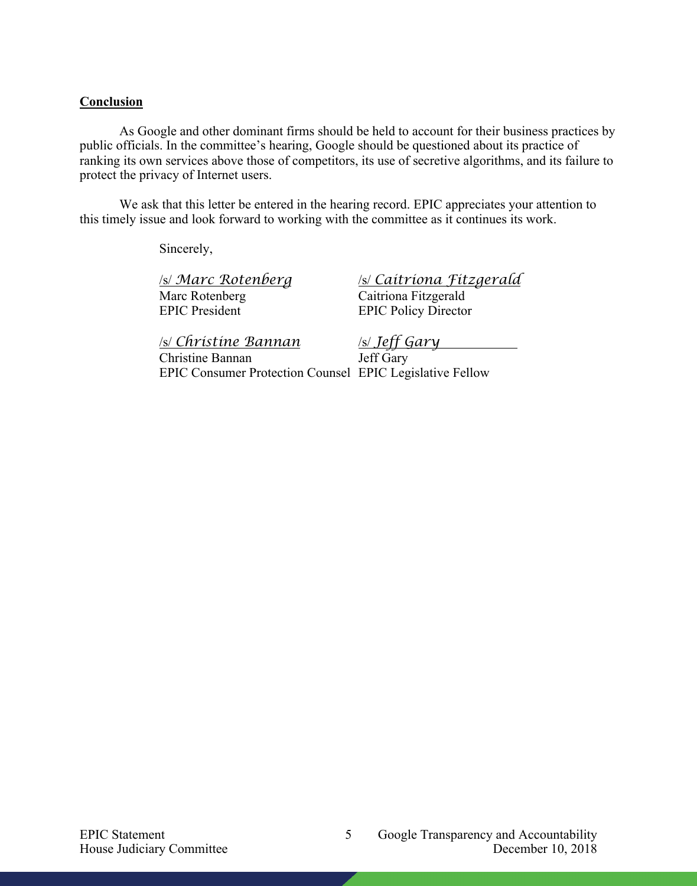**Conclusion**

As Google and other dominant firms should be held to account for their business practices by public officials. In the committee's hearing, Google should be questioned about its practice of ranking its own services above those of competitors, its use of secretive algorithms, and its failure to protect the privacy of Internet users.

We ask that this letter be entered in the hearing record. EPIC appreciates your attention to this timely issue and look forward to working with the committee as it continues its work.

Sincerely,

| | |
|---|---|
| /s/ *Marc Rotenberg* | /s/ *Caitriona Fitzgerald* |
| Marc Rotenberg | Caitriona Fitzgerald |
| EPIC President | EPIC Policy Director |
| /s/ *Christine Bannan* | /s/ *Jeff Gary* |
| Christine Bannan | Jeff Gary |
| EPIC Consumer Protection Counsel | EPIC Legislative Fellow |